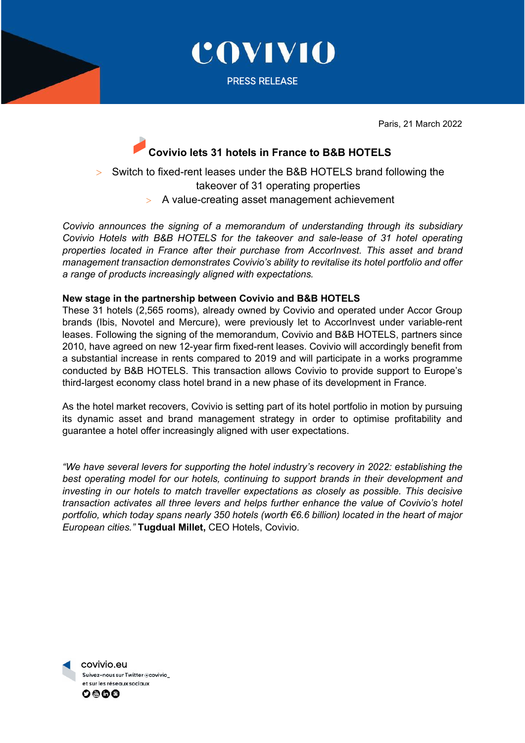COVIVIO

PRESS RELEASE

Paris, 21 March 2022

# Covivio lets 31 hotels in France to B&B HOTELS

> Switch to fixed-rent leases under the B&B HOTELS brand following the takeover of 31 operating properties

> A value-creating asset management achievement

*Covivio announces the signing of a memorandum of understanding through its subsidiary Covivio Hotels with B&B HOTELS for the takeover and sale-lease of 31 hotel operating properties located in France after their purchase from AccorInvest. This asset and brand management transaction demonstrates Covivio's ability to revitalise its hotel portfolio and offer a range of products increasingly aligned with expectations.*

**New stage in the partnership between Covivio and B&B HOTELS**

These 31 hotels (2,565 rooms), already owned by Covivio and operated under Accor Group brands (Ibis, Novotel and Mercure), were previously let to AccorInvest under variable-rent leases. Following the signing of the memorandum, Covivio and B&B HOTELS, partners since 2010, have agreed on new 12-year firm fixed-rent leases. Covivio will accordingly benefit from a substantial increase in rents compared to 2019 and will participate in a works programme conducted by B&B HOTELS. This transaction allows Covivio to provide support to Europe's third-largest economy class hotel brand in a new phase of its development in France.

As the hotel market recovers, Covivio is setting part of its hotel portfolio in motion by pursuing its dynamic asset and brand management strategy in order to optimise profitability and guarantee a hotel offer increasingly aligned with user expectations.

*"We have several levers for supporting the hotel industry's recovery in 2022: establishing the best operating model for our hotels, continuing to support brands in their development and investing in our hotels to match traveller expectations as closely as possible. This decisive transaction activates all three levers and helps further enhance the value of Covivio's hotel portfolio, which today spans nearly 350 hotels (worth €6.6 billion) located in the heart of major European cities."* **Tugdual Millet,** CEO Hotels, Covivio.

covivio.eu

Suivez-nous sur Twitter @covivio_
et sur les réseaux sociaux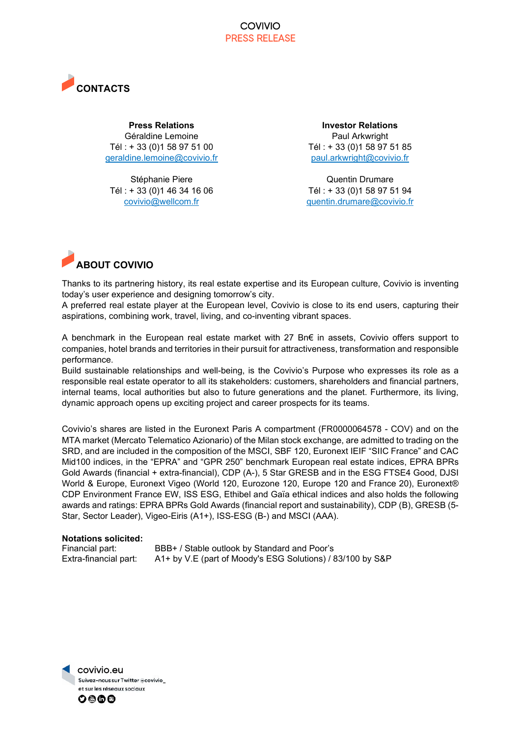## CONTACTS

**Press Relations**
Géraldine Lemoine
Tél : + 33 (0)1 58 97 51 00
geraldine.lemoine@covivio.fr

Stéphanie Piere
Tél : + 33 (0)1 46 34 16 06
covivio@wellcom.fr

**Investor Relations**
Paul Arkwright
Tél : + 33 (0)1 58 97 51 85
paul.arkwright@covivio.fr

Quentin Drumare
Tél : + 33 (0)1 58 97 51 94
quentin.drumare@covivio.fr

## ABOUT COVIVIO

Thanks to its partnering history, its real estate expertise and its European culture, Covivio is inventing today's user experience and designing tomorrow's city.
A preferred real estate player at the European level, Covivio is close to its end users, capturing their aspirations, combining work, travel, living, and co-inventing vibrant spaces.

A benchmark in the European real estate market with 27 Bn€ in assets, Covivio offers support to companies, hotel brands and territories in their pursuit for attractiveness, transformation and responsible performance.
Build sustainable relationships and well-being, is the Covivio's Purpose who expresses its role as a responsible real estate operator to all its stakeholders: customers, shareholders and financial partners, internal teams, local authorities but also to future generations and the planet. Furthermore, its living, dynamic approach opens up exciting project and career prospects for its teams.

Covivio's shares are listed in the Euronext Paris A compartment (FR0000064578 - COV) and on the MTA market (Mercato Telematico Azionario) of the Milan stock exchange, are admitted to trading on the SRD, and are included in the composition of the MSCI, SBF 120, Euronext IEIF "SIIC France" and CAC Mid100 indices, in the "EPRA" and "GPR 250" benchmark European real estate indices, EPRA BPRs Gold Awards (financial + extra-financial), CDP (A-), 5 Star GRESB and in the ESG FTSE4 Good, DJSI World & Europe, Euronext Vigeo (World 120, Eurozone 120, Europe 120 and France 20), Euronext® CDP Environment France EW, ISS ESG, Ethibel and Gaïa ethical indices and also holds the following awards and ratings: EPRA BPRs Gold Awards (financial report and sustainability), CDP (B), GRESB (5-Star, Sector Leader), Vigeo-Eiris (A1+), ISS-ESG (B-) and MSCI (AAA).

**Notations solicited:**

| | |
|---|---|
| Financial part: | BBB+ / Stable outlook by Standard and Poor's |
| Extra-financial part: | A1+ by V.E (part of Moody's ESG Solutions) / 83/100 by S&P |

covivio.eu
Suivez-nous sur Twitter @covivio_
et sur les réseaux sociaux